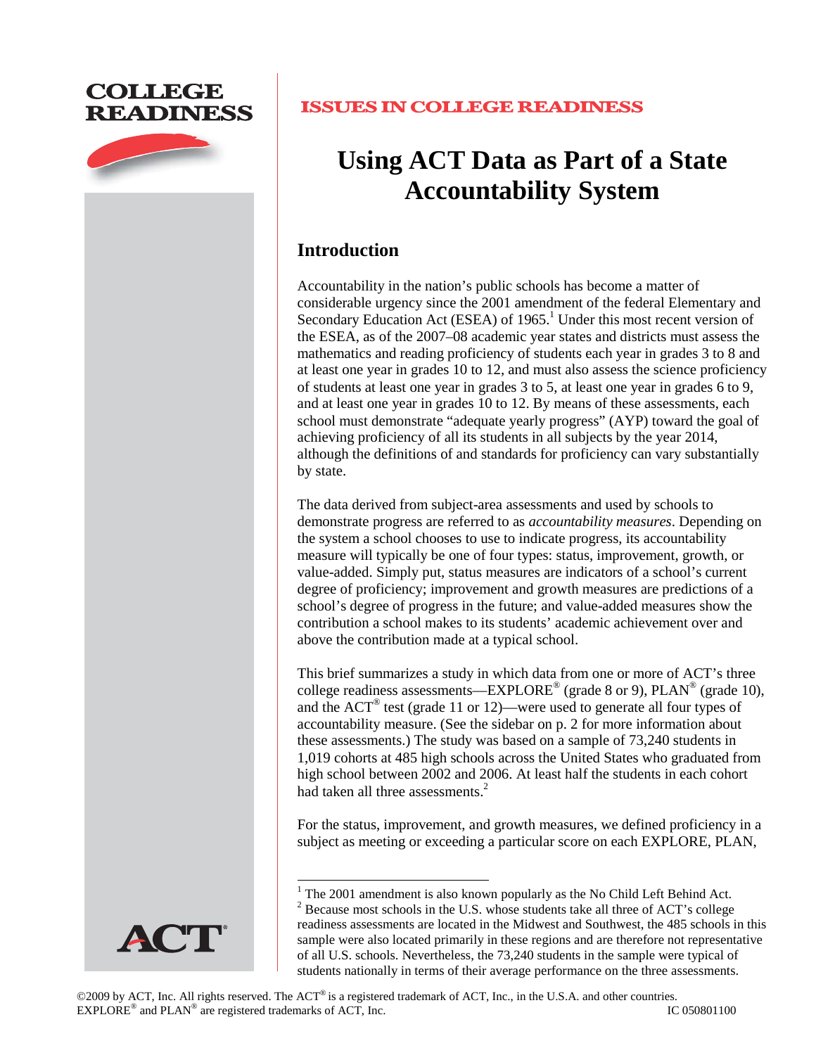COLLEGE READINESS

ISSUES IN COLLEGE READINESS

# Using ACT Data as Part of a State Accountability System

## Introduction

Accountability in the nation's public schools has become a matter of considerable urgency since the 2001 amendment of the federal Elementary and Secondary Education Act (ESEA) of 1965.[1] Under this most recent version of the ESEA, as of the 2007–08 academic year states and districts must assess the mathematics and reading proficiency of students each year in grades 3 to 8 and at least one year in grades 10 to 12, and must also assess the science proficiency of students at least one year in grades 3 to 5, at least one year in grades 6 to 9, and at least one year in grades 10 to 12. By means of these assessments, each school must demonstrate "adequate yearly progress" (AYP) toward the goal of achieving proficiency of all its students in all subjects by the year 2014, although the definitions of and standards for proficiency can vary substantially by state.

The data derived from subject-area assessments and used by schools to demonstrate progress are referred to as *accountability measures*. Depending on the system a school chooses to use to indicate progress, its accountability measure will typically be one of four types: status, improvement, growth, or value-added. Simply put, status measures are indicators of a school's current degree of proficiency; improvement and growth measures are predictions of a school's degree of progress in the future; and value-added measures show the contribution a school makes to its students' academic achievement over and above the contribution made at a typical school.

This brief summarizes a study in which data from one or more of ACT's three college readiness assessments—EXPLORE® (grade 8 or 9), PLAN® (grade 10), and the ACT® test (grade 11 or 12)—were used to generate all four types of accountability measure. (See the sidebar on p. 2 for more information about these assessments.) The study was based on a sample of 73,240 students in 1,019 cohorts at 485 high schools across the United States who graduated from high school between 2002 and 2006. At least half the students in each cohort had taken all three assessments.[2]

For the status, improvement, and growth measures, we defined proficiency in a subject as meeting or exceeding a particular score on each EXPLORE, PLAN,

[1] The 2001 amendment is also known popularly as the No Child Left Behind Act.

[2] Because most schools in the U.S. whose students take all three of ACT's college readiness assessments are located in the Midwest and Southwest, the 485 schools in this sample were also located primarily in these regions and are therefore not representative of all U.S. schools. Nevertheless, the 73,240 students in the sample were typical of students nationally in terms of their average performance on the three assessments.

©2009 by ACT, Inc. All rights reserved. The ACT® is a registered trademark of ACT, Inc., in the U.S.A. and other countries. EXPLORE® and PLAN® are registered trademarks of ACT, Inc. IC 050801100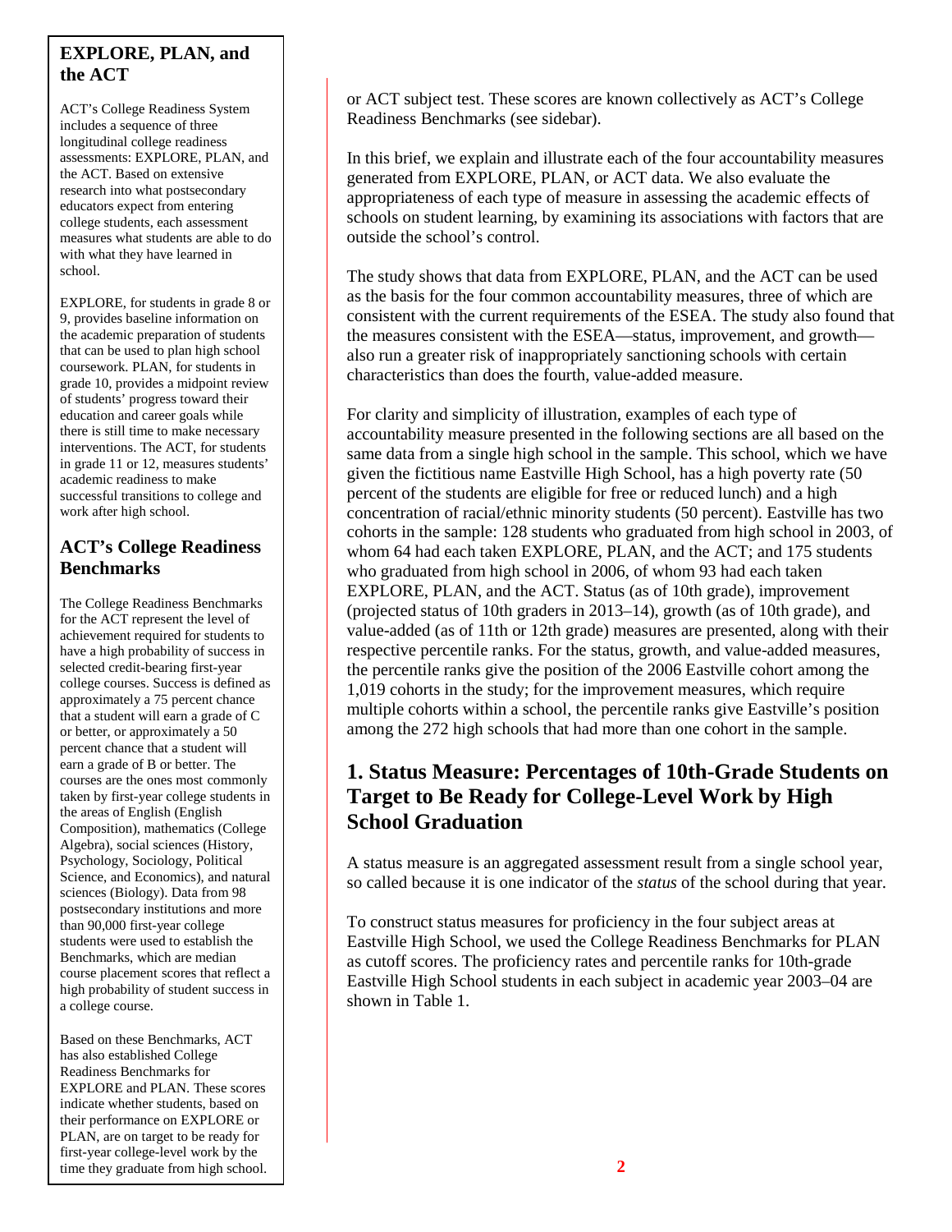or ACT subject test. These scores are known collectively as ACT's College Readiness Benchmarks (see sidebar).

In this brief, we explain and illustrate each of the four accountability measures generated from EXPLORE, PLAN, or ACT data. We also evaluate the appropriateness of each type of measure in assessing the academic effects of schools on student learning, by examining its associations with factors that are outside the school's control.

The study shows that data from EXPLORE, PLAN, and the ACT can be used as the basis for the four common accountability measures, three of which are consistent with the current requirements of the ESEA. The study also found that the measures consistent with the ESEA—status, improvement, and growth—also run a greater risk of inappropriately sanctioning schools with certain characteristics than does the fourth, value-added measure.

For clarity and simplicity of illustration, examples of each type of accountability measure presented in the following sections are all based on the same data from a single high school in the sample. This school, which we have given the fictitious name Eastville High School, has a high poverty rate (50 percent of the students are eligible for free or reduced lunch) and a high concentration of racial/ethnic minority students (50 percent). Eastville has two cohorts in the sample: 128 students who graduated from high school in 2003, of whom 64 had each taken EXPLORE, PLAN, and the ACT; and 175 students who graduated from high school in 2006, of whom 93 had each taken EXPLORE, PLAN, and the ACT. Status (as of 10th grade), improvement (projected status of 10th graders in 2013–14), growth (as of 10th grade), and value-added (as of 11th or 12th grade) measures are presented, along with their respective percentile ranks. For the status, growth, and value-added measures, the percentile ranks give the position of the 2006 Eastville cohort among the 1,019 cohorts in the study; for the improvement measures, which require multiple cohorts within a school, the percentile ranks give Eastville's position among the 272 high schools that had more than one cohort in the sample.

## 1. Status Measure: Percentages of 10th-Grade Students on Target to Be Ready for College-Level Work by High School Graduation

A status measure is an aggregated assessment result from a single school year, so called because it is one indicator of the *status* of the school during that year.

To construct status measures for proficiency in the four subject areas at Eastville High School, we used the College Readiness Benchmarks for PLAN as cutoff scores. The proficiency rates and percentile ranks for 10th-grade Eastville High School students in each subject in academic year 2003–04 are shown in Table 1.

> **EXPLORE, PLAN, and the ACT**
>
> ACT's College Readiness System includes a sequence of three longitudinal college readiness assessments: EXPLORE, PLAN, and the ACT. Based on extensive research into what postsecondary educators expect from entering college students, each assessment measures what students are able to do with what they have learned in school.
>
> EXPLORE, for students in grade 8 or 9, provides baseline information on the academic preparation of students that can be used to plan high school coursework. PLAN, for students in grade 10, provides a midpoint review of students' progress toward their education and career goals while there is still time to make necessary interventions. The ACT, for students in grade 11 or 12, measures students' academic readiness to make successful transitions to college and work after high school.
>
> **ACT's College Readiness Benchmarks**
>
> The College Readiness Benchmarks for the ACT represent the level of achievement required for students to have a high probability of success in selected credit-bearing first-year college courses. Success is defined as approximately a 75 percent chance that a student will earn a grade of C or better, or approximately a 50 percent chance that a student will earn a grade of B or better. The courses are the ones most commonly taken by first-year college students in the areas of English (English Composition), mathematics (College Algebra), social sciences (History, Psychology, Sociology, Political Science, and Economics), and natural sciences (Biology). Data from 98 postsecondary institutions and more than 90,000 first-year college students were used to establish the Benchmarks, which are median course placement scores that reflect a high probability of student success in a college course.
>
> Based on these Benchmarks, ACT has also established College Readiness Benchmarks for EXPLORE and PLAN. These scores indicate whether students, based on their performance on EXPLORE or PLAN, are on target to be ready for first-year college-level work by the time they graduate from high school.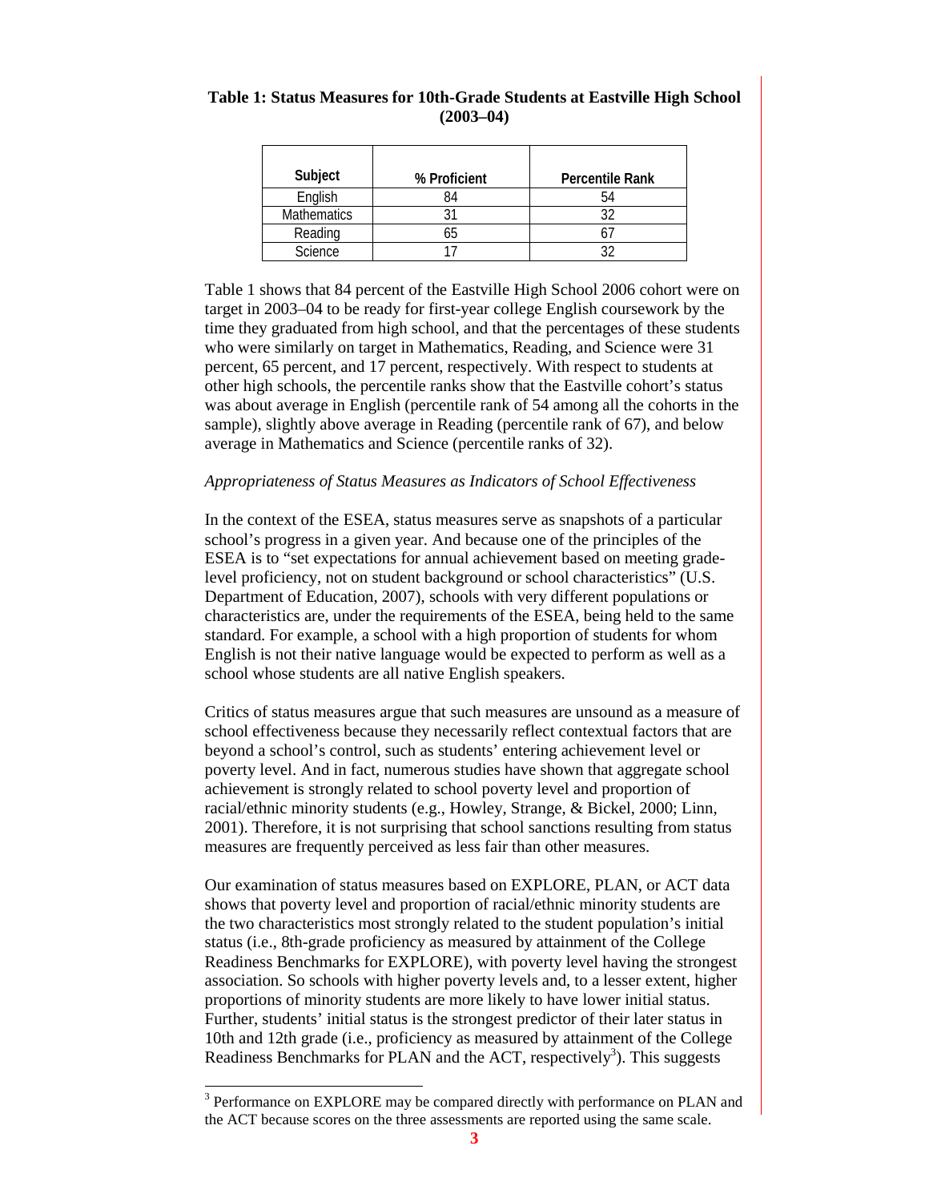**Table 1: Status Measures for 10th-Grade Students at Eastville High School (2003–04)**

| Subject | % Proficient | Percentile Rank |
|---|---|---|
| English | 84 | 54 |
| Mathematics | 31 | 32 |
| Reading | 65 | 67 |
| Science | 17 | 32 |

Table 1 shows that 84 percent of the Eastville High School 2006 cohort were on target in 2003–04 to be ready for first-year college English coursework by the time they graduated from high school, and that the percentages of these students who were similarly on target in Mathematics, Reading, and Science were 31 percent, 65 percent, and 17 percent, respectively. With respect to students at other high schools, the percentile ranks show that the Eastville cohort's status was about average in English (percentile rank of 54 among all the cohorts in the sample), slightly above average in Reading (percentile rank of 67), and below average in Mathematics and Science (percentile ranks of 32).

*Appropriateness of Status Measures as Indicators of School Effectiveness*

In the context of the ESEA, status measures serve as snapshots of a particular school's progress in a given year. And because one of the principles of the ESEA is to "set expectations for annual achievement based on meeting grade-level proficiency, not on student background or school characteristics" (U.S. Department of Education, 2007), schools with very different populations or characteristics are, under the requirements of the ESEA, being held to the same standard. For example, a school with a high proportion of students for whom English is not their native language would be expected to perform as well as a school whose students are all native English speakers.

Critics of status measures argue that such measures are unsound as a measure of school effectiveness because they necessarily reflect contextual factors that are beyond a school's control, such as students' entering achievement level or poverty level. And in fact, numerous studies have shown that aggregate school achievement is strongly related to school poverty level and proportion of racial/ethnic minority students (e.g., Howley, Strange, & Bickel, 2000; Linn, 2001). Therefore, it is not surprising that school sanctions resulting from status measures are frequently perceived as less fair than other measures.

Our examination of status measures based on EXPLORE, PLAN, or ACT data shows that poverty level and proportion of racial/ethnic minority students are the two characteristics most strongly related to the student population's initial status (i.e., 8th-grade proficiency as measured by attainment of the College Readiness Benchmarks for EXPLORE), with poverty level having the strongest association. So schools with higher poverty levels and, to a lesser extent, higher proportions of minority students are more likely to have lower initial status. Further, students' initial status is the strongest predictor of their later status in 10th and 12th grade (i.e., proficiency as measured by attainment of the College Readiness Benchmarks for PLAN and the ACT, respectively[3]). This suggests

[3] Performance on EXPLORE may be compared directly with performance on PLAN and the ACT because scores on the three assessments are reported using the same scale.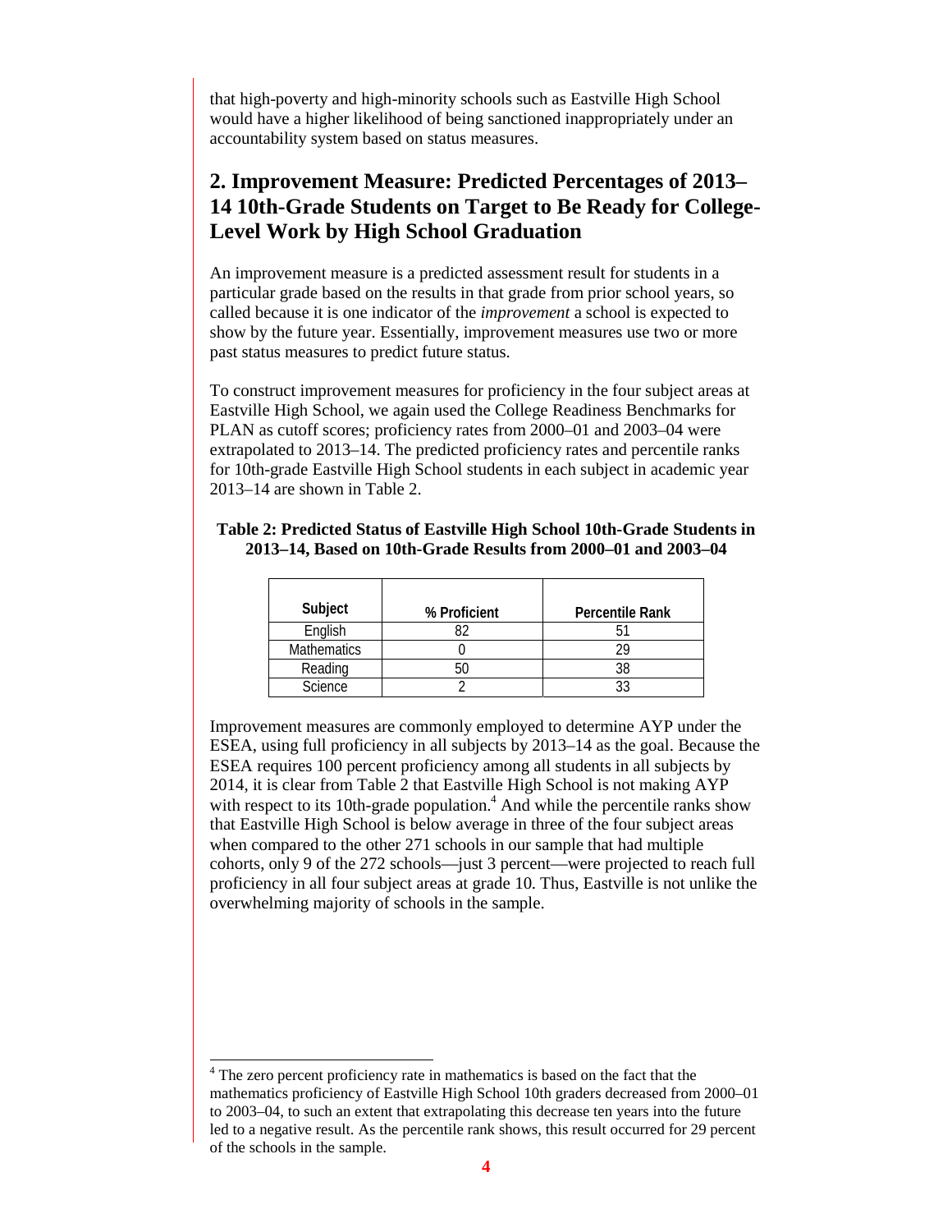that high-poverty and high-minority schools such as Eastville High School would have a higher likelihood of being sanctioned inappropriately under an accountability system based on status measures.

## 2. Improvement Measure: Predicted Percentages of 2013–14 10th-Grade Students on Target to Be Ready for College-Level Work by High School Graduation

An improvement measure is a predicted assessment result for students in a particular grade based on the results in that grade from prior school years, so called because it is one indicator of the *improvement* a school is expected to show by the future year. Essentially, improvement measures use two or more past status measures to predict future status.

To construct improvement measures for proficiency in the four subject areas at Eastville High School, we again used the College Readiness Benchmarks for PLAN as cutoff scores; proficiency rates from 2000–01 and 2003–04 were extrapolated to 2013–14. The predicted proficiency rates and percentile ranks for 10th-grade Eastville High School students in each subject in academic year 2013–14 are shown in Table 2.

**Table 2: Predicted Status of Eastville High School 10th-Grade Students in 2013–14, Based on 10th-Grade Results from 2000–01 and 2003–04**

| Subject | % Proficient | Percentile Rank |
|---|---|---|
| English | 82 | 51 |
| Mathematics | 0 | 29 |
| Reading | 50 | 38 |
| Science | 2 | 33 |

Improvement measures are commonly employed to determine AYP under the ESEA, using full proficiency in all subjects by 2013–14 as the goal. Because the ESEA requires 100 percent proficiency among all students in all subjects by 2014, it is clear from Table 2 that Eastville High School is not making AYP with respect to its 10th-grade population.[4] And while the percentile ranks show that Eastville High School is below average in three of the four subject areas when compared to the other 271 schools in our sample that had multiple cohorts, only 9 of the 272 schools—just 3 percent—were projected to reach full proficiency in all four subject areas at grade 10. Thus, Eastville is not unlike the overwhelming majority of schools in the sample.

[4] The zero percent proficiency rate in mathematics is based on the fact that the mathematics proficiency of Eastville High School 10th graders decreased from 2000–01 to 2003–04, to such an extent that extrapolating this decrease ten years into the future led to a negative result. As the percentile rank shows, this result occurred for 29 percent of the schools in the sample.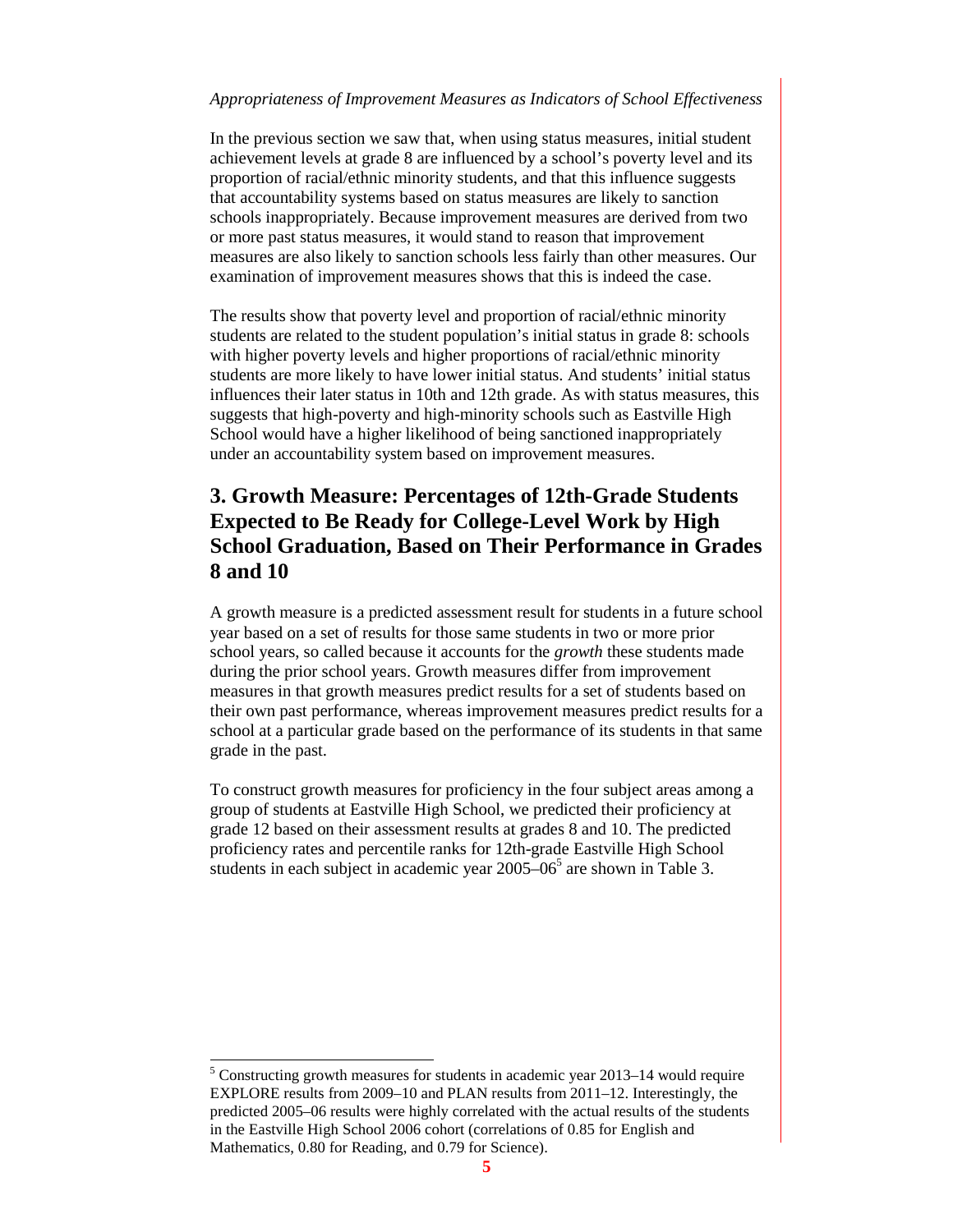*Appropriateness of Improvement Measures as Indicators of School Effectiveness*

In the previous section we saw that, when using status measures, initial student achievement levels at grade 8 are influenced by a school's poverty level and its proportion of racial/ethnic minority students, and that this influence suggests that accountability systems based on status measures are likely to sanction schools inappropriately. Because improvement measures are derived from two or more past status measures, it would stand to reason that improvement measures are also likely to sanction schools less fairly than other measures. Our examination of improvement measures shows that this is indeed the case.

The results show that poverty level and proportion of racial/ethnic minority students are related to the student population's initial status in grade 8: schools with higher poverty levels and higher proportions of racial/ethnic minority students are more likely to have lower initial status. And students' initial status influences their later status in 10th and 12th grade. As with status measures, this suggests that high-poverty and high-minority schools such as Eastville High School would have a higher likelihood of being sanctioned inappropriately under an accountability system based on improvement measures.

## 3. Growth Measure: Percentages of 12th-Grade Students Expected to Be Ready for College-Level Work by High School Graduation, Based on Their Performance in Grades 8 and 10

A growth measure is a predicted assessment result for students in a future school year based on a set of results for those same students in two or more prior school years, so called because it accounts for the *growth* these students made during the prior school years. Growth measures differ from improvement measures in that growth measures predict results for a set of students based on their own past performance, whereas improvement measures predict results for a school at a particular grade based on the performance of its students in that same grade in the past.

To construct growth measures for proficiency in the four subject areas among a group of students at Eastville High School, we predicted their proficiency at grade 12 based on their assessment results at grades 8 and 10. The predicted proficiency rates and percentile ranks for 12th-grade Eastville High School students in each subject in academic year 2005–06[5] are shown in Table 3.

---

[5] Constructing growth measures for students in academic year 2013–14 would require EXPLORE results from 2009–10 and PLAN results from 2011–12. Interestingly, the predicted 2005–06 results were highly correlated with the actual results of the students in the Eastville High School 2006 cohort (correlations of 0.85 for English and Mathematics, 0.80 for Reading, and 0.79 for Science).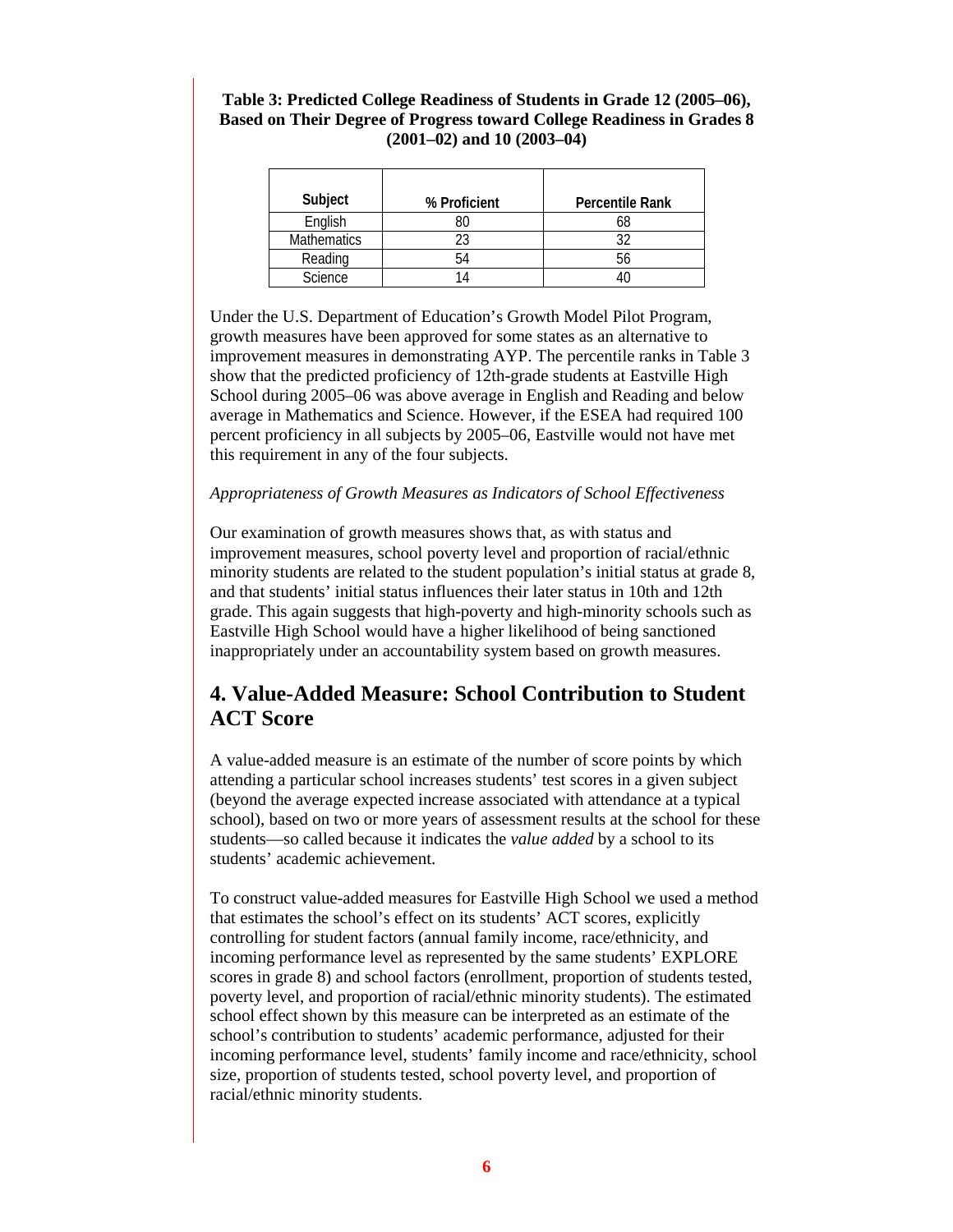**Table 3: Predicted College Readiness of Students in Grade 12 (2005–06), Based on Their Degree of Progress toward College Readiness in Grades 8 (2001–02) and 10 (2003–04)**

| Subject | % Proficient | Percentile Rank |
|---|---|---|
| English | 80 | 68 |
| Mathematics | 23 | 32 |
| Reading | 54 | 56 |
| Science | 14 | 40 |

Under the U.S. Department of Education's Growth Model Pilot Program, growth measures have been approved for some states as an alternative to improvement measures in demonstrating AYP. The percentile ranks in Table 3 show that the predicted proficiency of 12th-grade students at Eastville High School during 2005–06 was above average in English and Reading and below average in Mathematics and Science. However, if the ESEA had required 100 percent proficiency in all subjects by 2005–06, Eastville would not have met this requirement in any of the four subjects.

*Appropriateness of Growth Measures as Indicators of School Effectiveness*

Our examination of growth measures shows that, as with status and improvement measures, school poverty level and proportion of racial/ethnic minority students are related to the student population's initial status at grade 8, and that students' initial status influences their later status in 10th and 12th grade. This again suggests that high-poverty and high-minority schools such as Eastville High School would have a higher likelihood of being sanctioned inappropriately under an accountability system based on growth measures.

## 4. Value-Added Measure: School Contribution to Student ACT Score

A value-added measure is an estimate of the number of score points by which attending a particular school increases students' test scores in a given subject (beyond the average expected increase associated with attendance at a typical school), based on two or more years of assessment results at the school for these students—so called because it indicates the *value added* by a school to its students' academic achievement.

To construct value-added measures for Eastville High School we used a method that estimates the school's effect on its students' ACT scores, explicitly controlling for student factors (annual family income, race/ethnicity, and incoming performance level as represented by the same students' EXPLORE scores in grade 8) and school factors (enrollment, proportion of students tested, poverty level, and proportion of racial/ethnic minority students). The estimated school effect shown by this measure can be interpreted as an estimate of the school's contribution to students' academic performance, adjusted for their incoming performance level, students' family income and race/ethnicity, school size, proportion of students tested, school poverty level, and proportion of racial/ethnic minority students.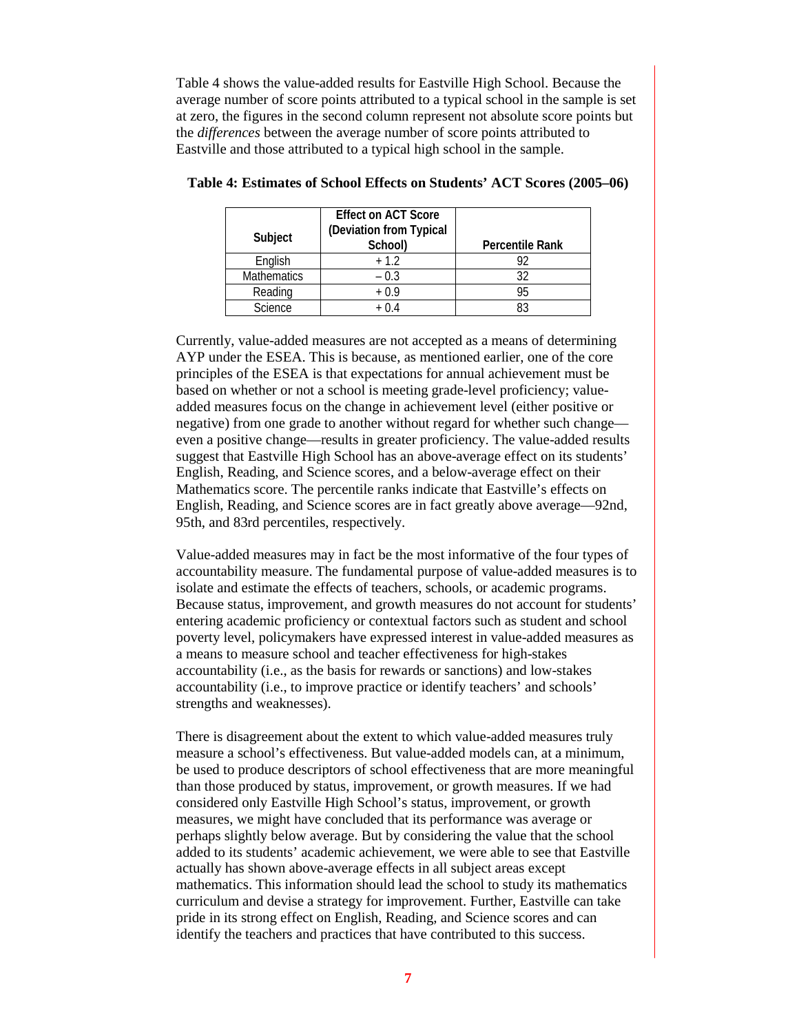Table 4 shows the value-added results for Eastville High School. Because the average number of score points attributed to a typical school in the sample is set at zero, the figures in the second column represent not absolute score points but the *differences* between the average number of score points attributed to Eastville and those attributed to a typical high school in the sample.

**Table 4: Estimates of School Effects on Students' ACT Scores (2005–06)**

| Subject | Effect on ACT Score (Deviation from Typical School) | Percentile Rank |
|---|---|---|
| English | + 1.2 | 92 |
| Mathematics | – 0.3 | 32 |
| Reading | + 0.9 | 95 |
| Science | + 0.4 | 83 |

Currently, value-added measures are not accepted as a means of determining AYP under the ESEA. This is because, as mentioned earlier, one of the core principles of the ESEA is that expectations for annual achievement must be based on whether or not a school is meeting grade-level proficiency; value-added measures focus on the change in achievement level (either positive or negative) from one grade to another without regard for whether such change—even a positive change—results in greater proficiency. The value-added results suggest that Eastville High School has an above-average effect on its students' English, Reading, and Science scores, and a below-average effect on their Mathematics score. The percentile ranks indicate that Eastville's effects on English, Reading, and Science scores are in fact greatly above average—92nd, 95th, and 83rd percentiles, respectively.

Value-added measures may in fact be the most informative of the four types of accountability measure. The fundamental purpose of value-added measures is to isolate and estimate the effects of teachers, schools, or academic programs. Because status, improvement, and growth measures do not account for students' entering academic proficiency or contextual factors such as student and school poverty level, policymakers have expressed interest in value-added measures as a means to measure school and teacher effectiveness for high-stakes accountability (i.e., as the basis for rewards or sanctions) and low-stakes accountability (i.e., to improve practice or identify teachers' and schools' strengths and weaknesses).

There is disagreement about the extent to which value-added measures truly measure a school's effectiveness. But value-added models can, at a minimum, be used to produce descriptors of school effectiveness that are more meaningful than those produced by status, improvement, or growth measures. If we had considered only Eastville High School's status, improvement, or growth measures, we might have concluded that its performance was average or perhaps slightly below average. But by considering the value that the school added to its students' academic achievement, we were able to see that Eastville actually has shown above-average effects in all subject areas except mathematics. This information should lead the school to study its mathematics curriculum and devise a strategy for improvement. Further, Eastville can take pride in its strong effect on English, Reading, and Science scores and can identify the teachers and practices that have contributed to this success.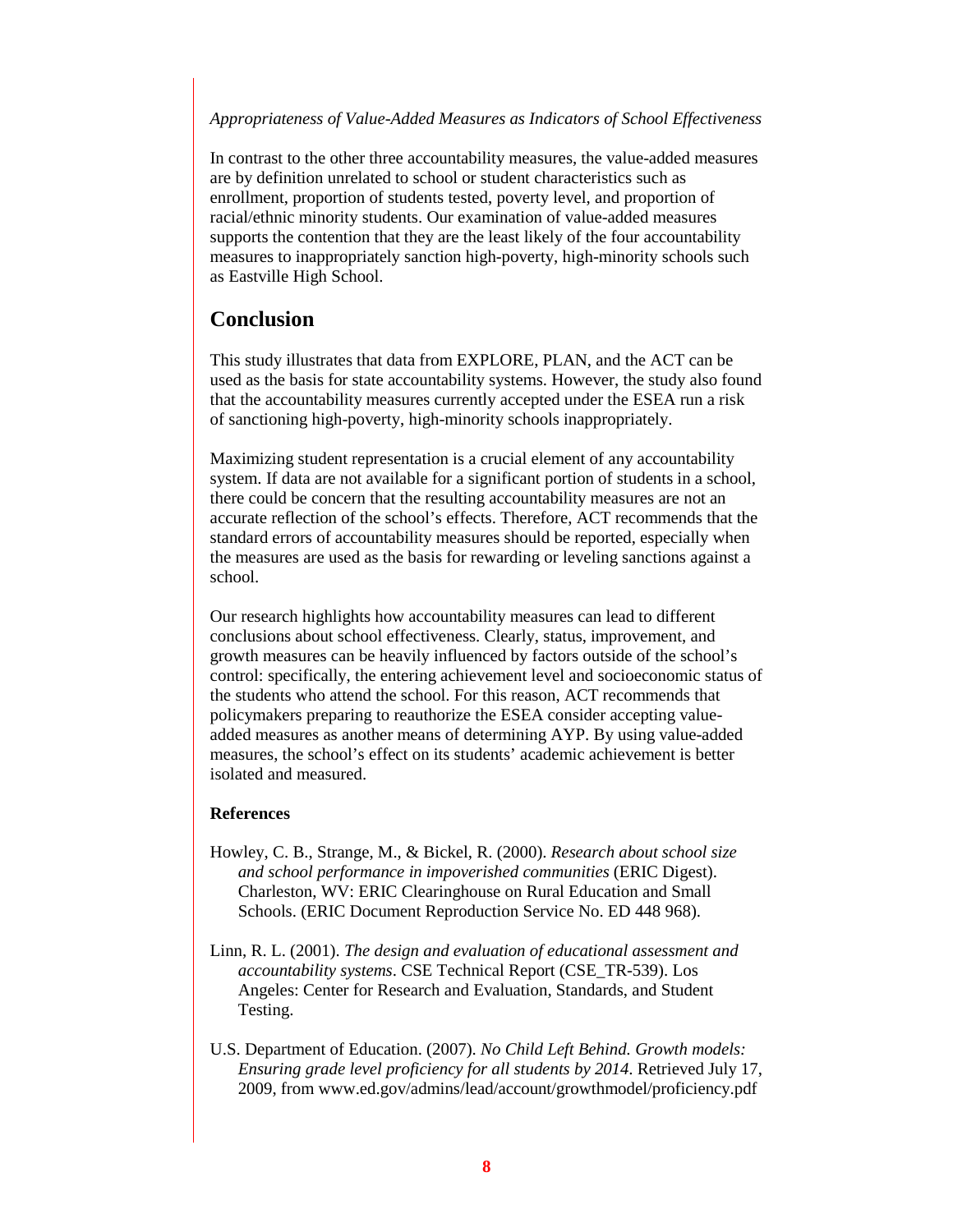*Appropriateness of Value-Added Measures as Indicators of School Effectiveness*

In contrast to the other three accountability measures, the value-added measures are by definition unrelated to school or student characteristics such as enrollment, proportion of students tested, poverty level, and proportion of racial/ethnic minority students. Our examination of value-added measures supports the contention that they are the least likely of the four accountability measures to inappropriately sanction high-poverty, high-minority schools such as Eastville High School.

## Conclusion

This study illustrates that data from EXPLORE, PLAN, and the ACT can be used as the basis for state accountability systems. However, the study also found that the accountability measures currently accepted under the ESEA run a risk of sanctioning high-poverty, high-minority schools inappropriately.

Maximizing student representation is a crucial element of any accountability system. If data are not available for a significant portion of students in a school, there could be concern that the resulting accountability measures are not an accurate reflection of the school's effects. Therefore, ACT recommends that the standard errors of accountability measures should be reported, especially when the measures are used as the basis for rewarding or leveling sanctions against a school.

Our research highlights how accountability measures can lead to different conclusions about school effectiveness. Clearly, status, improvement, and growth measures can be heavily influenced by factors outside of the school's control: specifically, the entering achievement level and socioeconomic status of the students who attend the school. For this reason, ACT recommends that policymakers preparing to reauthorize the ESEA consider accepting value-added measures as another means of determining AYP. By using value-added measures, the school's effect on its students' academic achievement is better isolated and measured.

### References

Howley, C. B., Strange, M., & Bickel, R. (2000). *Research about school size and school performance in impoverished communities* (ERIC Digest). Charleston, WV: ERIC Clearinghouse on Rural Education and Small Schools. (ERIC Document Reproduction Service No. ED 448 968).

Linn, R. L. (2001). *The design and evaluation of educational assessment and accountability systems*. CSE Technical Report (CSE_TR-539). Los Angeles: Center for Research and Evaluation, Standards, and Student Testing.

U.S. Department of Education. (2007). *No Child Left Behind. Growth models: Ensuring grade level proficiency for all students by 2014*. Retrieved July 17, 2009, from www.ed.gov/admins/lead/account/growthmodel/proficiency.pdf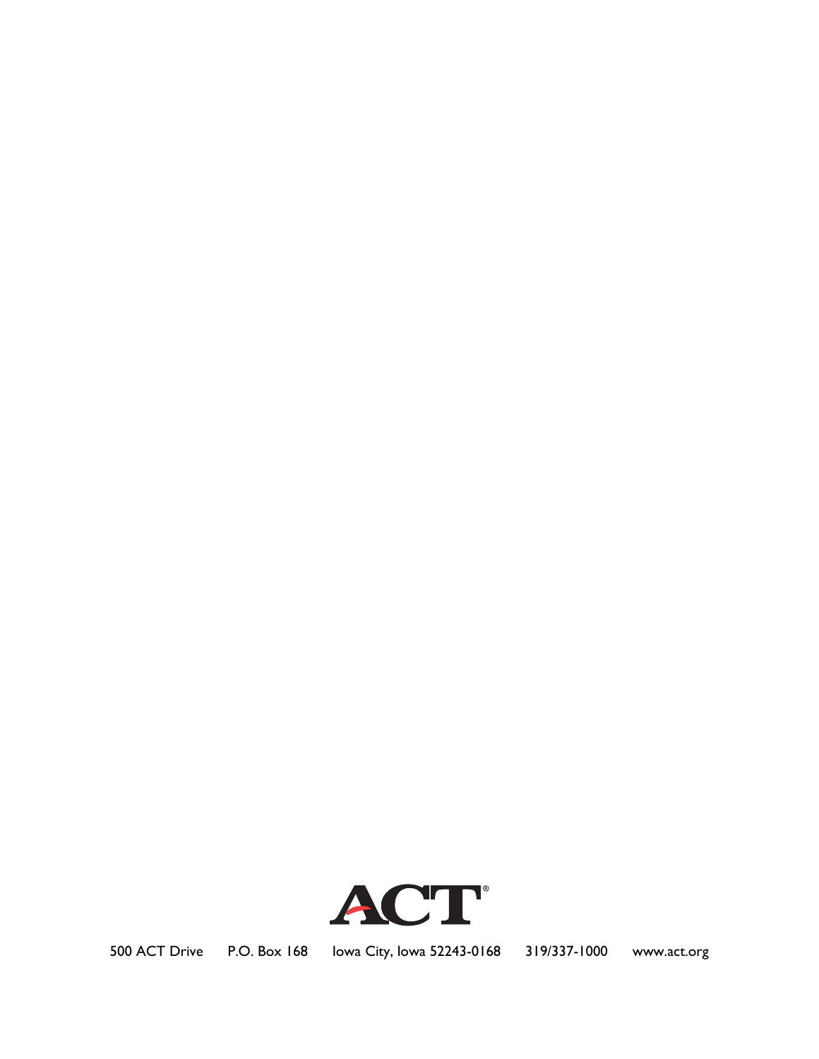ACT®

500 ACT Drive    P.O. Box 168    Iowa City, Iowa 52243-0168    319/337-1000    www.act.org